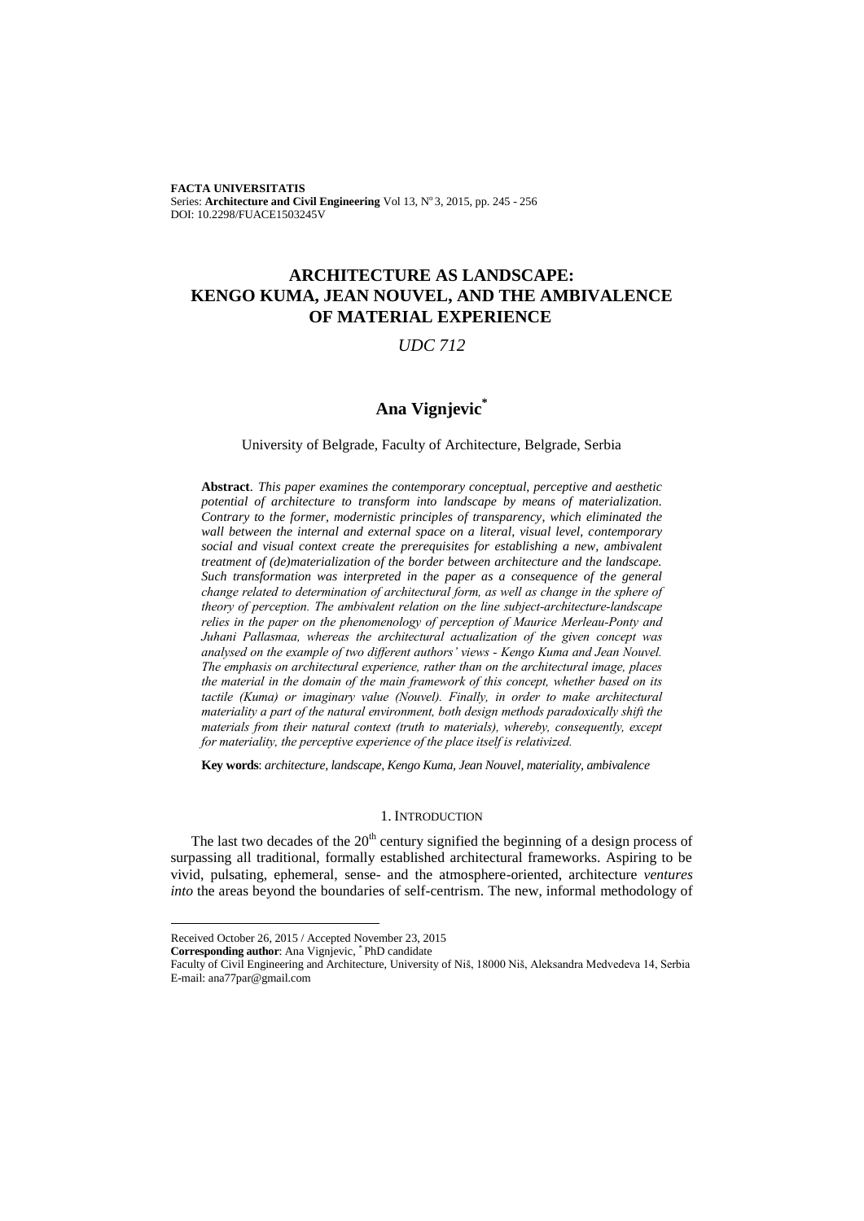**FACTA UNIVERSITATIS**
Series: **Architecture and Civil Engineering** Vol 13, N° 3, 2015, pp. 245 - 256
DOI: 10.2298/FUACE1503245V

# ARCHITECTURE AS LANDSCAPE: KENGO KUMA, JEAN NOUVEL, AND THE AMBIVALENCE OF MATERIAL EXPERIENCE

*UDC 712*

## Ana Vignjevic[*]

University of Belgrade, Faculty of Architecture, Belgrade, Serbia

**Abstract**. *This paper examines the contemporary conceptual, perceptive and aesthetic potential of architecture to transform into landscape by means of materialization. Contrary to the former, modernistic principles of transparency, which eliminated the wall between the internal and external space on a literal, visual level, contemporary social and visual context create the prerequisites for establishing a new, ambivalent treatment of (de)materialization of the border between architecture and the landscape. Such transformation was interpreted in the paper as a consequence of the general change related to determination of architectural form, as well as change in the sphere of theory of perception. The ambivalent relation on the line subject-architecture-landscape relies in the paper on the phenomenology of perception of Maurice Merleau-Ponty and Juhani Pallasmaa, whereas the architectural actualization of the given concept was analysed on the example of two different authors' views - Kengo Kuma and Jean Nouvel. The emphasis on architectural experience, rather than on the architectural image, places the material in the domain of the main framework of this concept, whether based on its tactile (Kuma) or imaginary value (Nouvel). Finally, in order to make architectural materiality a part of the natural environment, both design methods paradoxically shift the materials from their natural context (truth to materials), whereby, consequently, except for materiality, the perceptive experience of the place itself is relativized.*

**Key words**: *architecture, landscape, Kengo Kuma, Jean Nouvel, materiality, ambivalence*

## 1. Introduction

The last two decades of the 20th century signified the beginning of a design process of surpassing all traditional, formally established architectural frameworks. Aspiring to be vivid, pulsating, ephemeral, sense- and the atmosphere-oriented, architecture *ventures into* the areas beyond the boundaries of self-centrism. The new, informal methodology of

---

Received October 26, 2015 / Accepted November 23, 2015
**Corresponding author**: Ana Vignjevic, [*] PhD candidate
Faculty of Civil Engineering and Architecture, University of Niš, 18000 Niš, Aleksandra Medvedeva 14, Serbia
E-mail: ana77par@gmail.com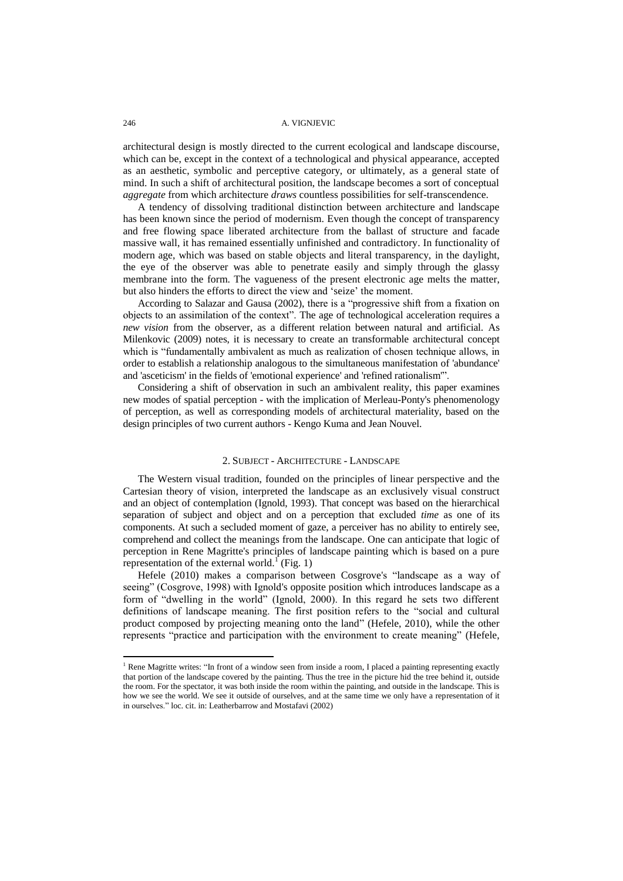architectural design is mostly directed to the current ecological and landscape discourse, which can be, except in the context of a technological and physical appearance, accepted as an aesthetic, symbolic and perceptive category, or ultimately, as a general state of mind. In such a shift of architectural position, the landscape becomes a sort of conceptual *aggregate* from which architecture *draws* countless possibilities for self-transcendence.

A tendency of dissolving traditional distinction between architecture and landscape has been known since the period of modernism. Even though the concept of transparency and free flowing space liberated architecture from the ballast of structure and facade massive wall, it has remained essentially unfinished and contradictory. In functionality of modern age, which was based on stable objects and literal transparency, in the daylight, the eye of the observer was able to penetrate easily and simply through the glassy membrane into the form. The vagueness of the present electronic age melts the matter, but also hinders the efforts to direct the view and 'seize' the moment.

According to Salazar and Gausa (2002), there is a "progressive shift from a fixation on objects to an assimilation of the context". The age of technological acceleration requires a *new vision* from the observer, as a different relation between natural and artificial. As Milenkovic (2009) notes, it is necessary to create an transformable architectural concept which is "fundamentally ambivalent as much as realization of chosen technique allows, in order to establish a relationship analogous to the simultaneous manifestation of 'abundance' and 'asceticism' in the fields of 'emotional experience' and 'refined rationalism'".

Considering a shift of observation in such an ambivalent reality, this paper examines new modes of spatial perception - with the implication of Merleau-Ponty's phenomenology of perception, as well as corresponding models of architectural materiality, based on the design principles of two current authors - Kengo Kuma and Jean Nouvel.

## 2. Subject - Architecture - Landscape

The Western visual tradition, founded on the principles of linear perspective and the Cartesian theory of vision, interpreted the landscape as an exclusively visual construct and an object of contemplation (Ignold, 1993). That concept was based on the hierarchical separation of subject and object and on a perception that excluded *time* as one of its components. At such a secluded moment of gaze, a perceiver has no ability to entirely see, comprehend and collect the meanings from the landscape. One can anticipate that logic of perception in Rene Magritte's principles of landscape painting which is based on a pure representation of the external world.[1] (Fig. 1)

Hefele (2010) makes a comparison between Cosgrove's "landscape as a way of seeing" (Cosgrove, 1998) with Ignold's opposite position which introduces landscape as a form of "dwelling in the world" (Ignold, 2000). In this regard he sets two different definitions of landscape meaning. The first position refers to the "social and cultural product composed by projecting meaning onto the land" (Hefele, 2010), while the other represents "practice and participation with the environment to create meaning" (Hefele,

---

[1] Rene Magritte writes: "In front of a window seen from inside a room, I placed a painting representing exactly that portion of the landscape covered by the painting. Thus the tree in the picture hid the tree behind it, outside the room. For the spectator, it was both inside the room within the painting, and outside in the landscape. This is how we see the world. We see it outside of ourselves, and at the same time we only have a representation of it in ourselves." loc. cit. in: Leatherbarrow and Mostafavi (2002)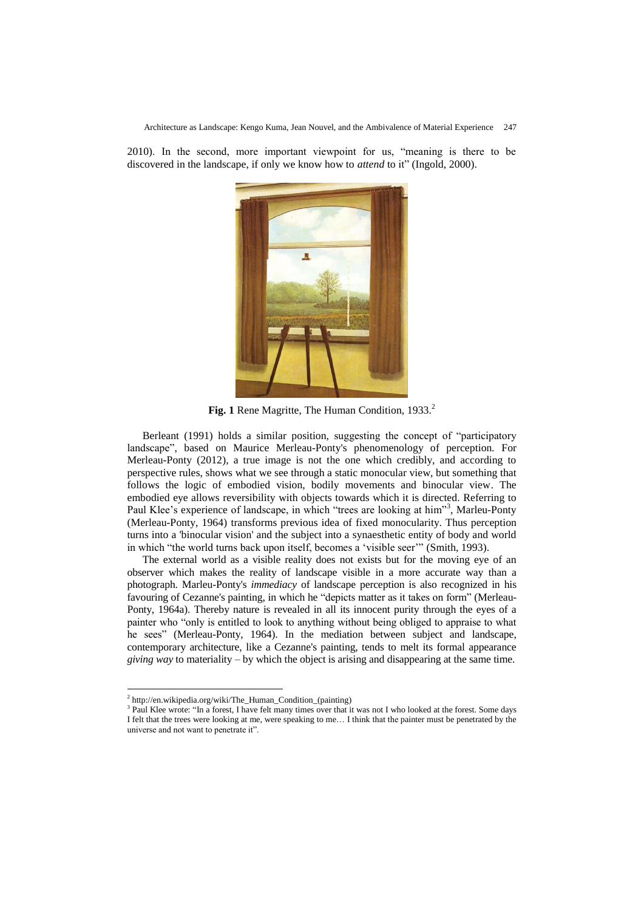2010). In the second, more important viewpoint for us, "meaning is there to be discovered in the landscape, if only we know how to *attend* to it" (Ingold, 2000).

**Fig. 1** Rene Magritte, The Human Condition, 1933.[2]

Berleant (1991) holds a similar position, suggesting the concept of "participatory landscape", based on Maurice Merleau-Ponty's phenomenology of perception. For Merleau-Ponty (2012), a true image is not the one which credibly, and according to perspective rules, shows what we see through a static monocular view, but something that follows the logic of embodied vision, bodily movements and binocular view. The embodied eye allows reversibility with objects towards which it is directed. Referring to Paul Klee's experience of landscape, in which "trees are looking at him"[3], Marleu-Ponty (Merleau-Ponty, 1964) transforms previous idea of fixed monocularity. Thus perception turns into a 'binocular vision' and the subject into a synaesthetic entity of body and world in which "the world turns back upon itself, becomes a 'visible seer'" (Smith, 1993).

The external world as a visible reality does not exists but for the moving eye of an observer which makes the reality of landscape visible in a more accurate way than a photograph. Marleu-Ponty's *immediacy* of landscape perception is also recognized in his favouring of Cezanne's painting, in which he "depicts matter as it takes on form" (Merleau-Ponty, 1964a). Thereby nature is revealed in all its innocent purity through the eyes of a painter who "only is entitled to look to anything without being obliged to appraise to what he sees" (Merleau-Ponty, 1964). In the mediation between subject and landscape, contemporary architecture, like a Cezanne's painting, tends to melt its formal appearance *giving way* to materiality – by which the object is arising and disappearing at the same time.

---

[2] http://en.wikipedia.org/wiki/The_Human_Condition_(painting)

[3] Paul Klee wrote: "In a forest, I have felt many times over that it was not I who looked at the forest. Some days I felt that the trees were looking at me, were speaking to me… I think that the painter must be penetrated by the universe and not want to penetrate it".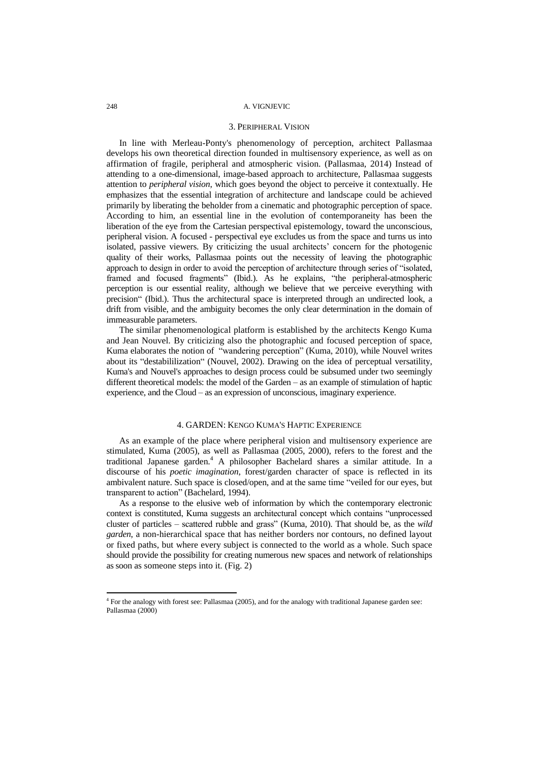## 3. Peripheral Vision

In line with Merleau-Ponty's phenomenology of perception, architect Pallasmaa develops his own theoretical direction founded in multisensory experience, as well as on affirmation of fragile, peripheral and atmospheric vision. (Pallasmaa, 2014) Instead of attending to a one-dimensional, image-based approach to architecture, Pallasmaa suggests attention to *peripheral vision*, which goes beyond the object to perceive it contextually. He emphasizes that the essential integration of architecture and landscape could be achieved primarily by liberating the beholder from a cinematic and photographic perception of space. According to him, an essential line in the evolution of contemporaneity has been the liberation of the eye from the Cartesian perspectival epistemology, toward the unconscious, peripheral vision. A focused - perspectival eye excludes us from the space and turns us into isolated, passive viewers. By criticizing the usual architects' concern for the photogenic quality of their works, Pallasmaa points out the necessity of leaving the photographic approach to design in order to avoid the perception of architecture through series of "isolated, framed and focused fragments" (Ibid.). As he explains, "the peripheral-atmospheric perception is our essential reality, although we believe that we perceive everything with precision" (Ibid.). Thus the architectural space is interpreted through an undirected look, a drift from visible, and the ambiguity becomes the only clear determination in the domain of immeasurable parameters.

The similar phenomenological platform is established by the architects Kengo Kuma and Jean Nouvel. By criticizing also the photographic and focused perception of space, Kuma elaborates the notion of "wandering perception" (Kuma, 2010), while Nouvel writes about its "destabililization" (Nouvel, 2002). Drawing on the idea of perceptual versatility, Kuma's and Nouvel's approaches to design process could be subsumed under two seemingly different theoretical models: the model of the Garden – as an example of stimulation of haptic experience, and the Cloud – as an expression of unconscious, imaginary experience.

## 4. Garden: Kengo Kuma's Haptic Experience

As an example of the place where peripheral vision and multisensory experience are stimulated, Kuma (2005), as well as Pallasmaa (2005, 2000), refers to the forest and the traditional Japanese garden.[4] A philosopher Bachelard shares a similar attitude. In a discourse of his *poetic imagination*, forest/garden character of space is reflected in its ambivalent nature. Such space is closed/open, and at the same time "veiled for our eyes, but transparent to action" (Bachelard, 1994).

As a response to the elusive web of information by which the contemporary electronic context is constituted, Kuma suggests an architectural concept which contains "unprocessed cluster of particles – scattered rubble and grass" (Kuma, 2010). That should be, as the *wild garden*, a non-hierarchical space that has neither borders nor contours, no defined layout or fixed paths, but where every subject is connected to the world as a whole. Such space should provide the possibility for creating numerous new spaces and network of relationships as soon as someone steps into it. (Fig. 2)

[4] For the analogy with forest see: Pallasmaa (2005), and for the analogy with traditional Japanese garden see: Pallasmaa (2000)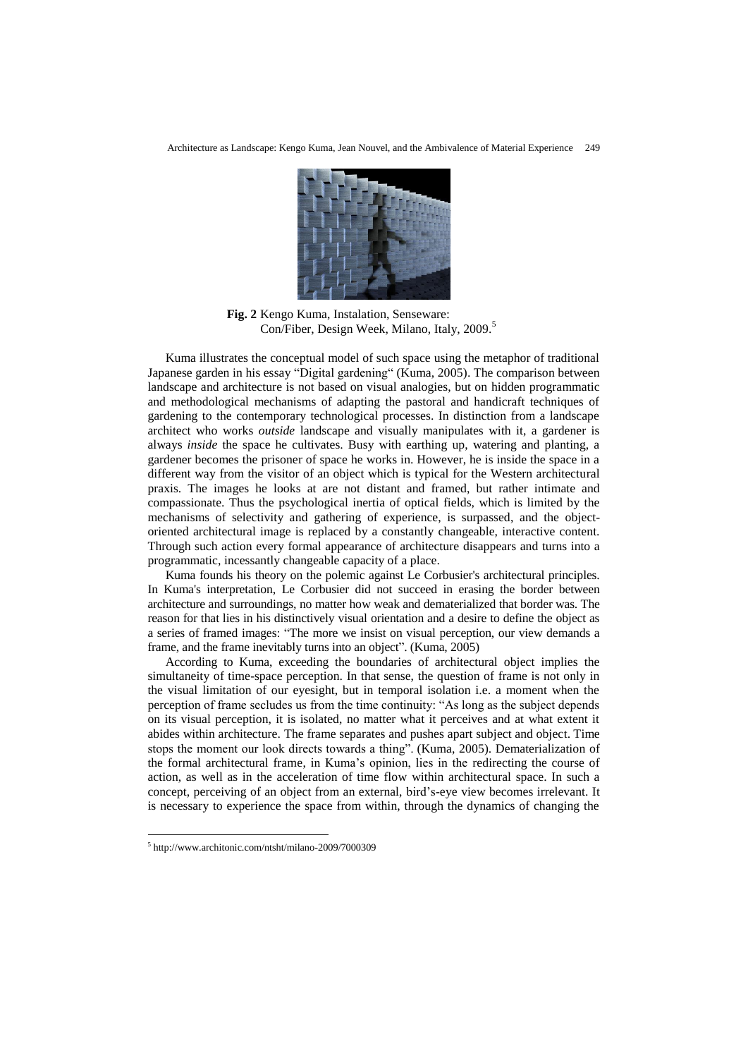**Fig. 2** Kengo Kuma, Instalation, Senseware: Con/Fiber, Design Week, Milano, Italy, 2009.[5]

Kuma illustrates the conceptual model of such space using the metaphor of traditional Japanese garden in his essay "Digital gardening" (Kuma, 2005). The comparison between landscape and architecture is not based on visual analogies, but on hidden programmatic and methodological mechanisms of adapting the pastoral and handicraft techniques of gardening to the contemporary technological processes. In distinction from a landscape architect who works *outside* landscape and visually manipulates with it, a gardener is always *inside* the space he cultivates. Busy with earthing up, watering and planting, a gardener becomes the prisoner of space he works in. However, he is inside the space in a different way from the visitor of an object which is typical for the Western architectural praxis. The images he looks at are not distant and framed, but rather intimate and compassionate. Thus the psychological inertia of optical fields, which is limited by the mechanisms of selectivity and gathering of experience, is surpassed, and the object-oriented architectural image is replaced by a constantly changeable, interactive content. Through such action every formal appearance of architecture disappears and turns into a programmatic, incessantly changeable capacity of a place.

Kuma founds his theory on the polemic against Le Corbusier's architectural principles. In Kuma's interpretation, Le Corbusier did not succeed in erasing the border between architecture and surroundings, no matter how weak and dematerialized that border was. The reason for that lies in his distinctively visual orientation and a desire to define the object as a series of framed images: "The more we insist on visual perception, our view demands a frame, and the frame inevitably turns into an object". (Kuma, 2005)

According to Kuma, exceeding the boundaries of architectural object implies the simultaneity of time-space perception. In that sense, the question of frame is not only in the visual limitation of our eyesight, but in temporal isolation i.e. a moment when the perception of frame secludes us from the time continuity: "As long as the subject depends on its visual perception, it is isolated, no matter what it perceives and at what extent it abides within architecture. The frame separates and pushes apart subject and object. Time stops the moment our look directs towards a thing". (Kuma, 2005). Dematerialization of the formal architectural frame, in Kuma's opinion, lies in the redirecting the course of action, as well as in the acceleration of time flow within architectural space. In such a concept, perceiving of an object from an external, bird's-eye view becomes irrelevant. It is necessary to experience the space from within, through the dynamics of changing the

[5] http://www.architonic.com/ntsht/milano-2009/7000309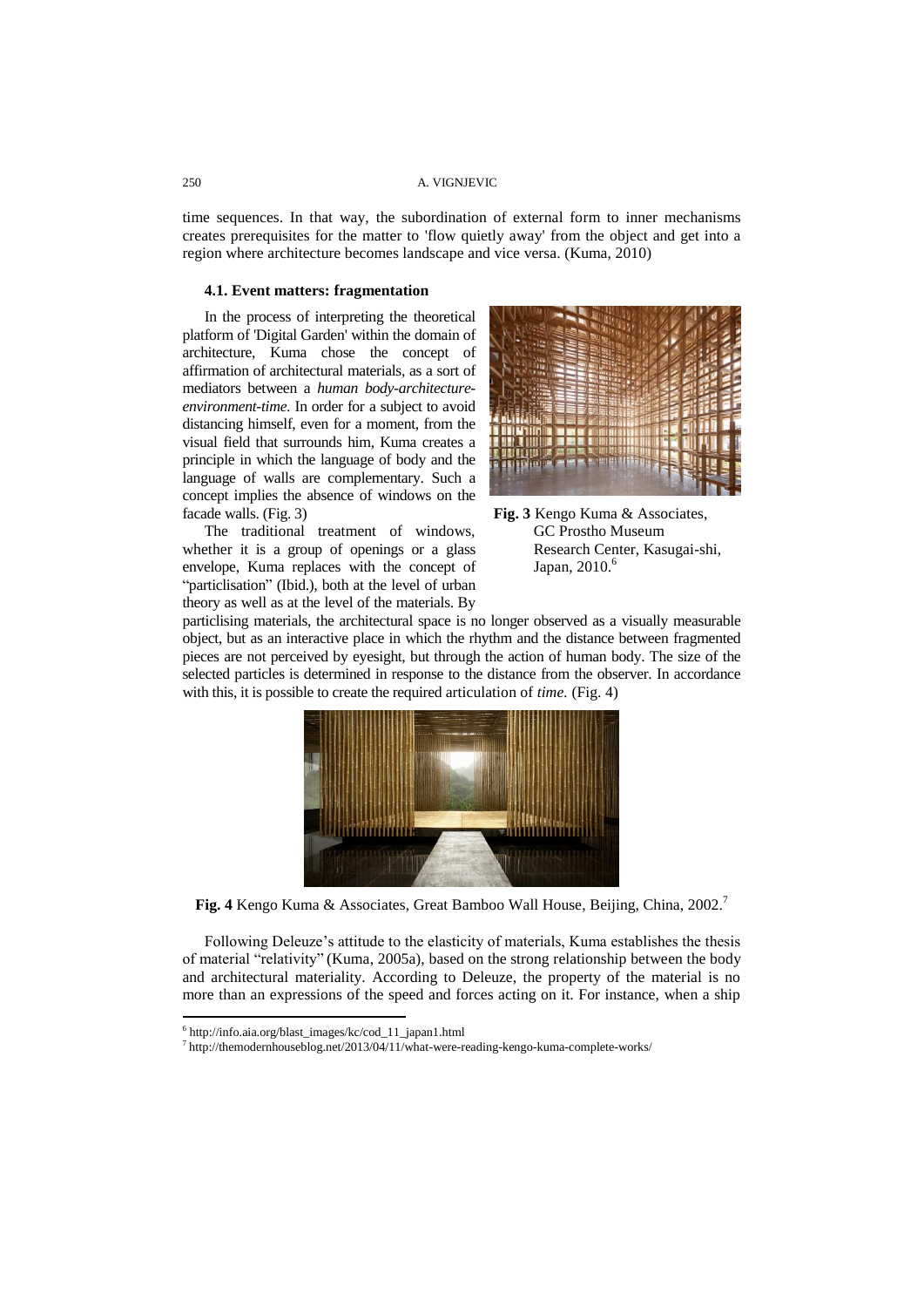time sequences. In that way, the subordination of external form to inner mechanisms creates prerequisites for the matter to 'flow quietly away' from the object and get into a region where architecture becomes landscape and vice versa. (Kuma, 2010)

### 4.1. Event matters: fragmentation

In the process of interpreting the theoretical platform of 'Digital Garden' within the domain of architecture, Kuma chose the concept of affirmation of architectural materials, as a sort of mediators between a *human body-architecture-environment-time.* In order for a subject to avoid distancing himself, even for a moment, from the visual field that surrounds him, Kuma creates a principle in which the language of body and the language of walls are complementary. Such a concept implies the absence of windows on the facade walls. (Fig. 3)

**Fig. 3** Kengo Kuma & Associates, GC Prostho Museum Research Center, Kasugai-shi, Japan, 2010.[6]

The traditional treatment of windows, whether it is a group of openings or a glass envelope, Kuma replaces with the concept of "particlisation" (Ibid.), both at the level of urban theory as well as at the level of the materials. By particlising materials, the architectural space is no longer observed as a visually measurable object, but as an interactive place in which the rhythm and the distance between fragmented pieces are not perceived by eyesight, but through the action of human body. The size of the selected particles is determined in response to the distance from the observer. In accordance with this, it is possible to create the required articulation of *time.* (Fig. 4)

**Fig. 4** Kengo Kuma & Associates, Great Bamboo Wall House, Beijing, China, 2002.[7]

Following Deleuze's attitude to the elasticity of materials, Kuma establishes the thesis of material "relativity" (Kuma, 2005a), based on the strong relationship between the body and architectural materiality. According to Deleuze, the property of the material is no more than an expressions of the speed and forces acting on it. For instance, when a ship

---

[6] http://info.aia.org/blast_images/kc/cod_11_japan1.html

[7] http://themodernhouseblog.net/2013/04/11/what-were-reading-kengo-kuma-complete-works/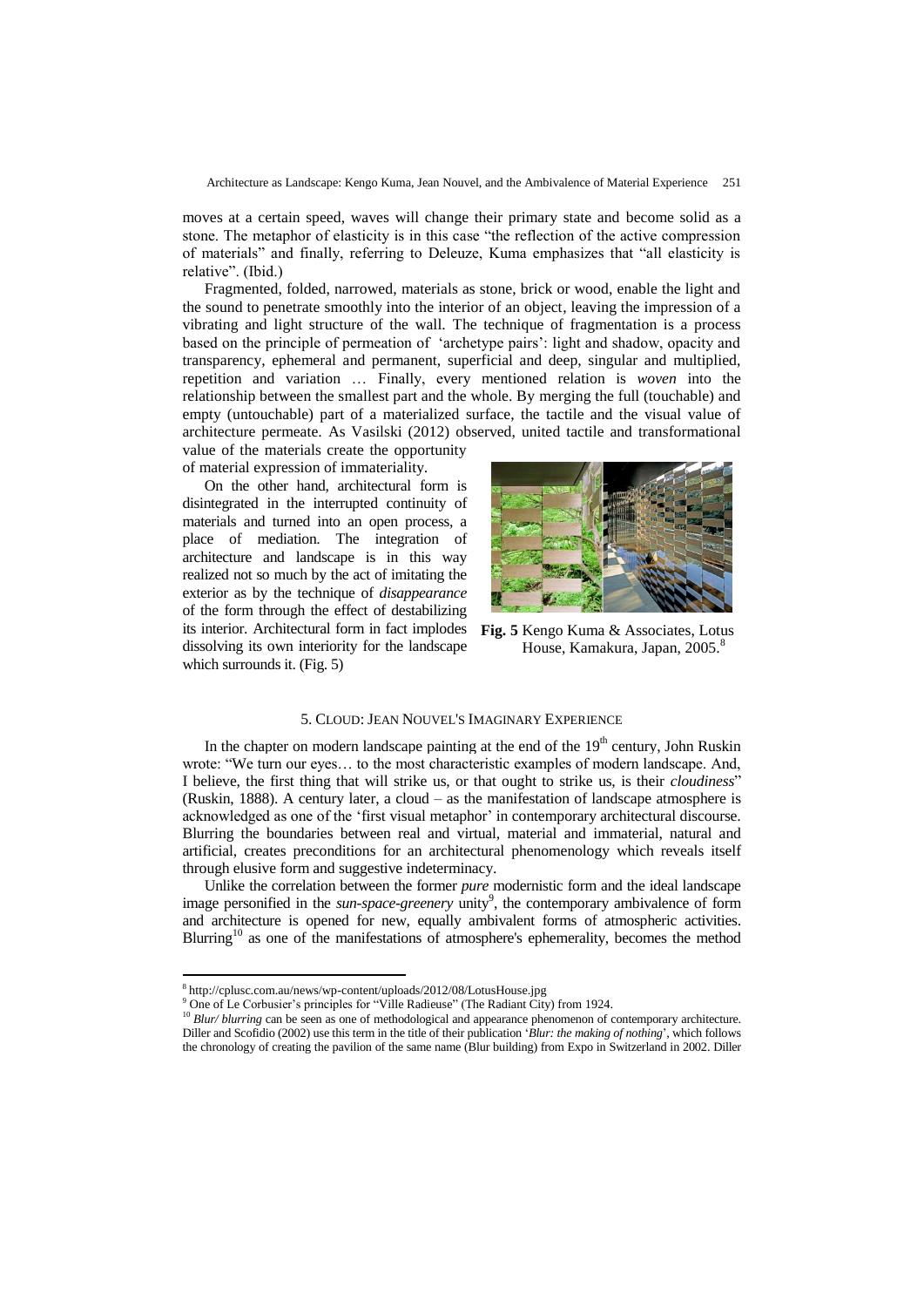moves at a certain speed, waves will change their primary state and become solid as a stone. The metaphor of elasticity is in this case "the reflection of the active compression of materials" and finally, referring to Deleuze, Kuma emphasizes that "all elasticity is relative". (Ibid.)

Fragmented, folded, narrowed, materials as stone, brick or wood, enable the light and the sound to penetrate smoothly into the interior of an object, leaving the impression of a vibrating and light structure of the wall. The technique of fragmentation is a process based on the principle of permeation of 'archetype pairs': light and shadow, opacity and transparency, ephemeral and permanent, superficial and deep, singular and multiplied, repetition and variation … Finally, every mentioned relation is *woven* into the relationship between the smallest part and the whole. By merging the full (touchable) and empty (untouchable) part of a materialized surface, the tactile and the visual value of architecture permeate. As Vasilski (2012) observed, united tactile and transformational value of the materials create the opportunity of material expression of immateriality.

On the other hand, architectural form is disintegrated in the interrupted continuity of materials and turned into an open process, a place of mediation. The integration of architecture and landscape is in this way realized not so much by the act of imitating the exterior as by the technique of *disappearance* of the form through the effect of destabilizing its interior. Architectural form in fact implodes dissolving its own interiority for the landscape which surrounds it. (Fig. 5)

**Fig. 5** Kengo Kuma & Associates, Lotus House, Kamakura, Japan, 2005.[8]

## 5. Cloud: Jean Nouvel's Imaginary Experience

In the chapter on modern landscape painting at the end of the 19th century, John Ruskin wrote: "We turn our eyes… to the most characteristic examples of modern landscape. And, I believe, the first thing that will strike us, or that ought to strike us, is their *cloudiness*" (Ruskin, 1888). A century later, a cloud – as the manifestation of landscape atmosphere is acknowledged as one of the 'first visual metaphor' in contemporary architectural discourse. Blurring the boundaries between real and virtual, material and immaterial, natural and artificial, creates preconditions for an architectural phenomenology which reveals itself through elusive form and suggestive indeterminacy.

Unlike the correlation between the former *pure* modernistic form and the ideal landscape image personified in the *sun-space-greenery* unity[9], the contemporary ambivalence of form and architecture is opened for new, equally ambivalent forms of atmospheric activities. Blurring[10] as one of the manifestations of atmosphere's ephemerality, becomes the method

---

[8] http://cplusc.com.au/news/wp-content/uploads/2012/08/LotusHouse.jpg

[9] One of Le Corbusier's principles for "Ville Radieuse" (The Radiant City) from 1924.

[10] *Blur/ blurring* can be seen as one of methodological and appearance phenomenon of contemporary architecture. Diller and Scofidio (2002) use this term in the title of their publication '*Blur: the making of nothing*', which follows the chronology of creating the pavilion of the same name (Blur building) from Expo in Switzerland in 2002. Diller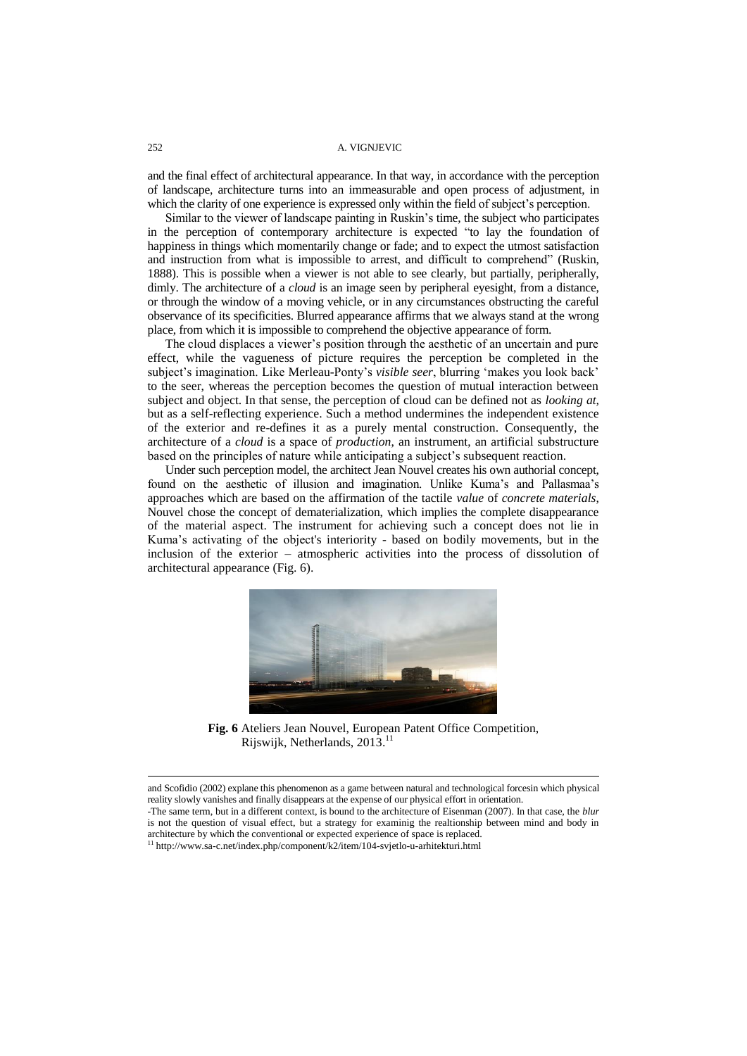and the final effect of architectural appearance. In that way, in accordance with the perception of landscape, architecture turns into an immeasurable and open process of adjustment, in which the clarity of one experience is expressed only within the field of subject's perception.

Similar to the viewer of landscape painting in Ruskin's time, the subject who participates in the perception of contemporary architecture is expected "to lay the foundation of happiness in things which momentarily change or fade; and to expect the utmost satisfaction and instruction from what is impossible to arrest, and difficult to comprehend" (Ruskin, 1888). This is possible when a viewer is not able to see clearly, but partially, peripherally, dimly. The architecture of a *cloud* is an image seen by peripheral eyesight, from a distance, or through the window of a moving vehicle, or in any circumstances obstructing the careful observance of its specificities. Blurred appearance affirms that we always stand at the wrong place, from which it is impossible to comprehend the objective appearance of form.

The cloud displaces a viewer's position through the aesthetic of an uncertain and pure effect, while the vagueness of picture requires the perception be completed in the subject's imagination. Like Merleau-Ponty's *visible seer*, blurring 'makes you look back' to the seer, whereas the perception becomes the question of mutual interaction between subject and object. In that sense, the perception of cloud can be defined not as *looking at*, but as a self-reflecting experience. Such a method undermines the independent existence of the exterior and re-defines it as a purely mental construction. Consequently, the architecture of a *cloud* is a space of *production*, an instrument, an artificial substructure based on the principles of nature while anticipating a subject's subsequent reaction.

Under such perception model, the architect Jean Nouvel creates his own authorial concept, found on the aesthetic of illusion and imagination. Unlike Kuma's and Pallasmaa's approaches which are based on the affirmation of the tactile *value* of *concrete materials*, Nouvel chose the concept of dematerialization, which implies the complete disappearance of the material aspect. The instrument for achieving such a concept does not lie in Kuma's activating of the object's interiority - based on bodily movements, but in the inclusion of the exterior – atmospheric activities into the process of dissolution of architectural appearance (Fig. 6).

**Fig. 6** Ateliers Jean Nouvel, European Patent Office Competition, Rijswijk, Netherlands, 2013.[11]

---

and Scofidio (2002) explane this phenomenon as a game between natural and technological forcesin which physical reality slowly vanishes and finally disappears at the expense of our physical effort in orientation.

-The same term, but in a different context, is bound to the architecture of Eisenman (2007). In that case, the *blur* is not the question of visual effect, but a strategy for examinig the realtionship between mind and body in architecture by which the conventional or expected experience of space is replaced.

[11] http://www.sa-c.net/index.php/component/k2/item/104-svjetlo-u-arhitekturi.html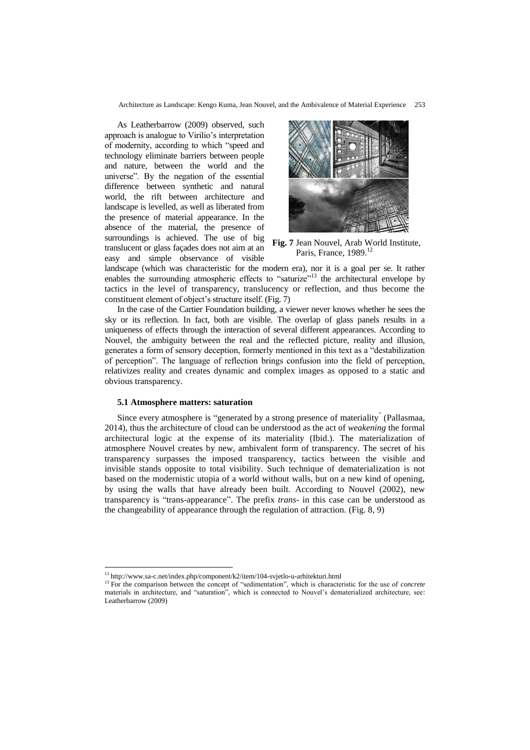As Leatherbarrow (2009) observed, such approach is analogue to Virilio's interpretation of modernity, according to which "speed and technology eliminate barriers between people and nature, between the world and the universe". By the negation of the essential difference between synthetic and natural world, the rift between architecture and landscape is levelled, as well as liberated from the presence of material appearance. In the absence of the material, the presence of surroundings is achieved. The use of big translucent or glass façades does not aim at an easy and simple observance of visible landscape (which was characteristic for the modern era), nor it is a goal per se. It rather enables the surrounding atmospheric effects to "saturize"[13] the architectural envelope by tactics in the level of transparency, translucency or reflection, and thus become the constituent element of object's structure itself. (Fig. 7)

**Fig. 7** Jean Nouvel, Arab World Institute, Paris, France, 1989.[12]

In the case of the Cartier Foundation building, a viewer never knows whether he sees the sky or its reflection. In fact, both are visible. The overlap of glass panels results in a uniqueness of effects through the interaction of several different appearances. According to Nouvel, the ambiguity between the real and the reflected picture, reality and illusion, generates a form of sensory deception, formerly mentioned in this text as a "destabilization of perception". The language of reflection brings confusion into the field of perception, relativizes reality and creates dynamic and complex images as opposed to a static and obvious transparency.

### 5.1 Atmosphere matters: saturation

Since every atmosphere is "generated by a strong presence of materiality" (Pallasmaa, 2014), thus the architecture of cloud can be understood as the act of *weakening* the formal architectural logic at the expense of its materiality (Ibid.). The materialization of atmosphere Nouvel creates by new, ambivalent form of transparency. The secret of his transparency surpasses the imposed transparency, tactics between the visible and invisible stands opposite to total visibility. Such technique of dematerialization is not based on the modernistic utopia of a world without walls, but on a new kind of opening, by using the walls that have already been built. According to Nouvel (2002), new transparency is "trans-appearance". The prefix *trans-* in this case can be understood as the changeability of appearance through the regulation of attraction. (Fig. 8, 9)

---

[12] http://www.sa-c.net/index.php/component/k2/item/104-svjetlo-u-arhitekturi.html

[13] For the comparison between the concept of "sedimentation", which is characteristic for the use of *concrete* materials in architecture, and "saturation", which is connected to Nouvel's dematerialized architecture, see: Leatherbarrow (2009)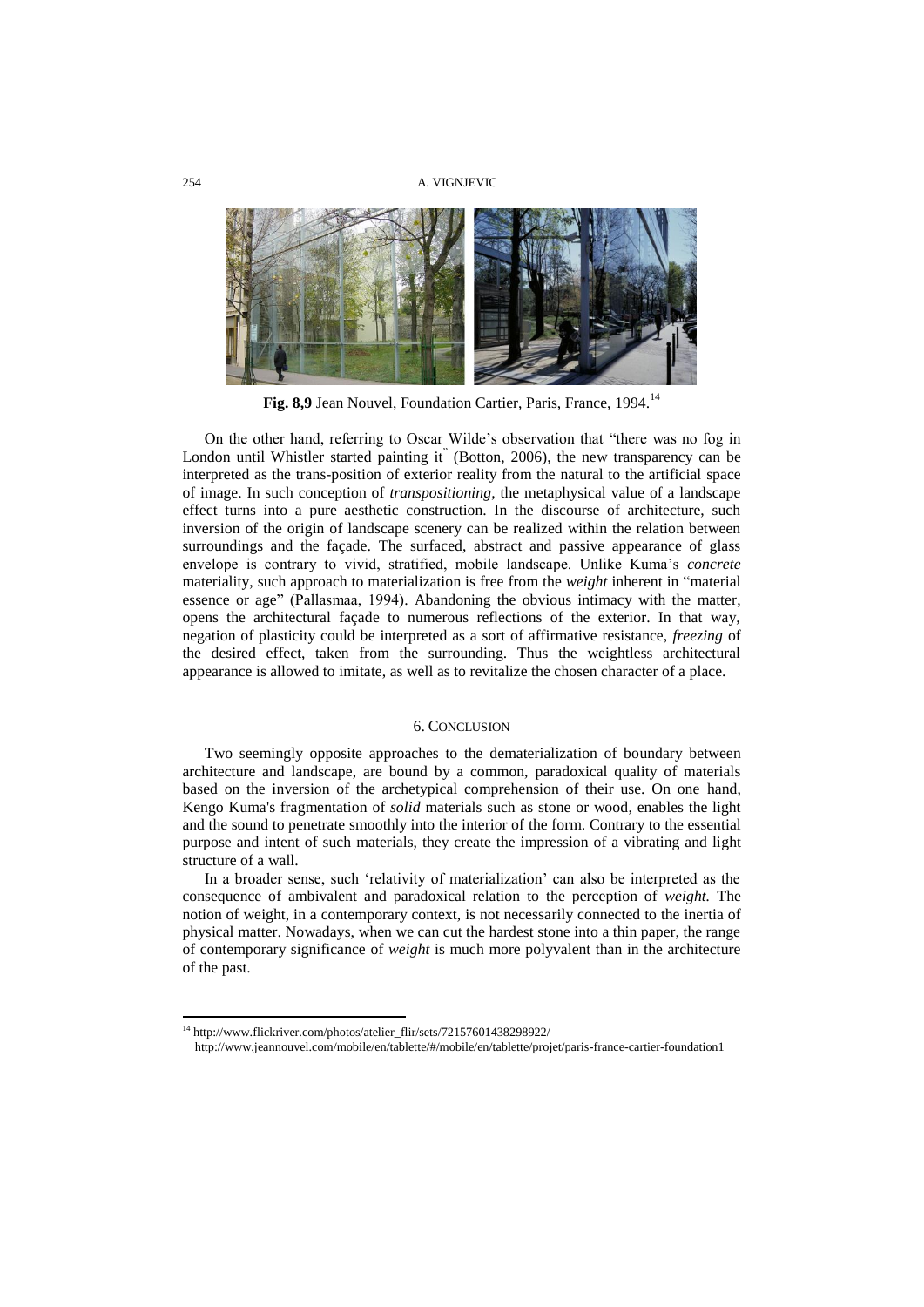**Fig. 8,9** Jean Nouvel, Foundation Cartier, Paris, France, 1994.[14]

On the other hand, referring to Oscar Wilde's observation that "there was no fog in London until Whistler started painting it" (Botton, 2006), the new transparency can be interpreted as the trans-position of exterior reality from the natural to the artificial space of image. In such conception of *transpositioning*, the metaphysical value of a landscape effect turns into a pure aesthetic construction. In the discourse of architecture, such inversion of the origin of landscape scenery can be realized within the relation between surroundings and the façade. The surfaced, abstract and passive appearance of glass envelope is contrary to vivid, stratified, mobile landscape. Unlike Kuma's *concrete* materiality, such approach to materialization is free from the *weight* inherent in "material essence or age" (Pallasmaa, 1994). Abandoning the obvious intimacy with the matter, opens the architectural façade to numerous reflections of the exterior. In that way, negation of plasticity could be interpreted as a sort of affirmative resistance, *freezing* of the desired effect, taken from the surrounding. Thus the weightless architectural appearance is allowed to imitate, as well as to revitalize the chosen character of a place.

## 6. Conclusion

Two seemingly opposite approaches to the dematerialization of boundary between architecture and landscape, are bound by a common, paradoxical quality of materials based on the inversion of the archetypical comprehension of their use. On one hand, Kengo Kuma's fragmentation of *solid* materials such as stone or wood, enables the light and the sound to penetrate smoothly into the interior of the form. Contrary to the essential purpose and intent of such materials, they create the impression of a vibrating and light structure of a wall.

In a broader sense, such 'relativity of materialization' can also be interpreted as the consequence of ambivalent and paradoxical relation to the perception of *weight*. The notion of weight, in a contemporary context, is not necessarily connected to the inertia of physical matter. Nowadays, when we can cut the hardest stone into a thin paper, the range of contemporary significance of *weight* is much more polyvalent than in the architecture of the past.

[14] http://www.flickriver.com/photos/atelier_flir/sets/72157601438298922/
http://www.jeannouvel.com/mobile/en/tablette/#/mobile/en/tablette/projet/paris-france-cartier-foundation1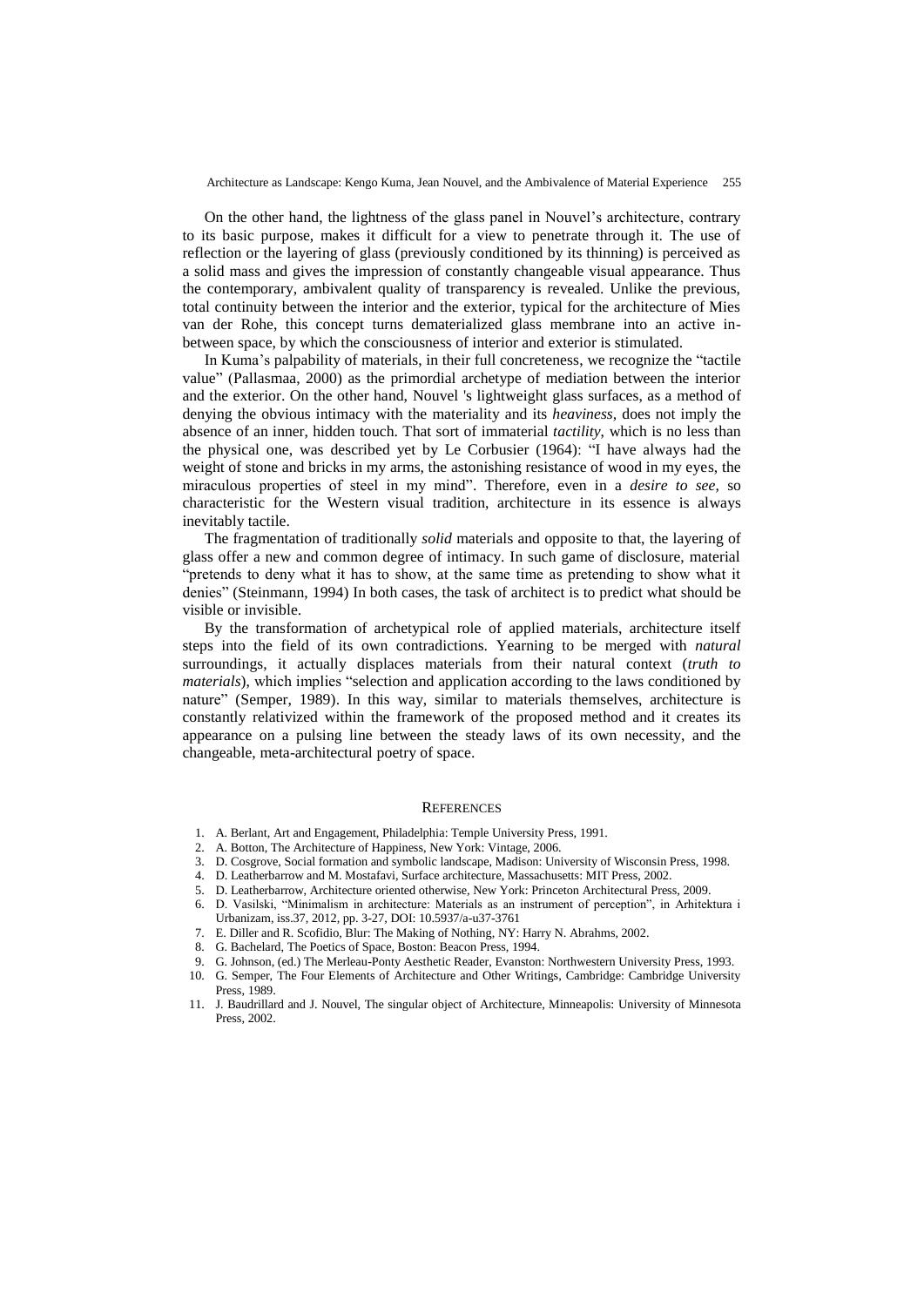On the other hand, the lightness of the glass panel in Nouvel's architecture, contrary to its basic purpose, makes it difficult for a view to penetrate through it. The use of reflection or the layering of glass (previously conditioned by its thinning) is perceived as a solid mass and gives the impression of constantly changeable visual appearance. Thus the contemporary, ambivalent quality of transparency is revealed. Unlike the previous, total continuity between the interior and the exterior, typical for the architecture of Mies van der Rohe, this concept turns dematerialized glass membrane into an active in-between space, by which the consciousness of interior and exterior is stimulated.

In Kuma's palpability of materials, in their full concreteness, we recognize the "tactile value" (Pallasmaa, 2000) as the primordial archetype of mediation between the interior and the exterior. On the other hand, Nouvel 's lightweight glass surfaces, as a method of denying the obvious intimacy with the materiality and its *heaviness*, does not imply the absence of an inner, hidden touch. That sort of immaterial *tactility*, which is no less than the physical one, was described yet by Le Corbusier (1964): "I have always had the weight of stone and bricks in my arms, the astonishing resistance of wood in my eyes, the miraculous properties of steel in my mind". Therefore, even in a *desire to see*, so characteristic for the Western visual tradition, architecture in its essence is always inevitably tactile.

The fragmentation of traditionally *solid* materials and opposite to that, the layering of glass offer a new and common degree of intimacy. In such game of disclosure, material "pretends to deny what it has to show, at the same time as pretending to show what it denies" (Steinmann, 1994) In both cases, the task of architect is to predict what should be visible or invisible.

By the transformation of archetypical role of applied materials, architecture itself steps into the field of its own contradictions. Yearning to be merged with *natural* surroundings, it actually displaces materials from their natural context (*truth to materials*), which implies "selection and application according to the laws conditioned by nature" (Semper, 1989). In this way, similar to materials themselves, architecture is constantly relativized within the framework of the proposed method and it creates its appearance on a pulsing line between the steady laws of its own necessity, and the changeable, meta-architectural poetry of space.

## References

1. A. Berlant, Art and Engagement, Philadelphia: Temple University Press, 1991.
2. A. Botton, The Architecture of Happiness, New York: Vintage, 2006.
3. D. Cosgrove, Social formation and symbolic landscape, Madison: University of Wisconsin Press, 1998.
4. D. Leatherbarrow and M. Mostafavi, Surface architecture, Massachusetts: MIT Press, 2002.
5. D. Leatherbarrow, Architecture oriented otherwise, New York: Princeton Architectural Press, 2009.
6. D. Vasilski, "Minimalism in architecture: Materials as an instrument of perception", in Arhitektura i Urbanizam, iss.37, 2012, pp. 3-27, DOI: 10.5937/a-u37-3761
7. E. Diller and R. Scofidio, Blur: The Making of Nothing, NY: Harry N. Abrahms, 2002.
8. G. Bachelard, The Poetics of Space, Boston: Beacon Press, 1994.
9. G. Johnson, (ed.) The Merleau-Ponty Aesthetic Reader, Evanston: Northwestern University Press, 1993.
10. G. Semper, The Four Elements of Architecture and Other Writings, Cambridge: Cambridge University Press, 1989.
11. J. Baudrillard and J. Nouvel, The singular object of Architecture, Minneapolis: University of Minnesota Press, 2002.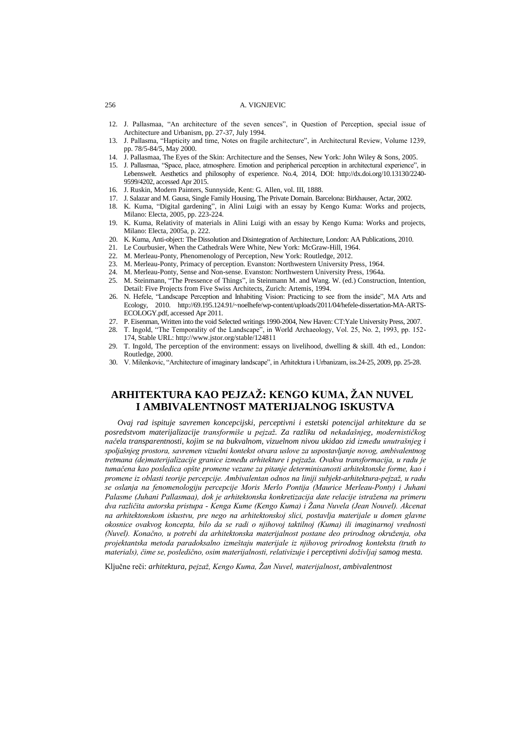12. J. Pallasmaa, "An architecture of the seven sences", in Question of Perception, special issue of Architecture and Urbanism, pp. 27-37, July 1994.
13. J. Pallasma, "Hapticity and time, Notes on fragile architecture", in Architectural Review, Volume 1239, pp. 78/5-84/5, May 2000.
14. J. Pallasmaa, The Eyes of the Skin: Architecture and the Senses, New York: John Wiley & Sons, 2005.
15. J. Pallasmaa, "Space, place, atmosphere. Emotion and peripherical perception in architectural experience", in Lebenswelt. Aesthetics and philosophy of experience. No.4, 2014, DOI: http://dx.doi.org/10.13130/2240-9599/4202, accessed Apr 2015.
16. J. Ruskin, Modern Painters, Sunnyside, Kent: G. Allen, vol. III, 1888.
17. J. Salazar and M. Gausa, Single Family Housing, The Private Domain. Barcelona: Birkhauser, Actar, 2002.
18. K. Kuma, "Digital gardening", in Alini Luigi with an essay by Kengo Kuma: Works and projects, Milano: Electa, 2005, pp. 223-224.
19. K. Kuma, Relativity of materials in Alini Luigi with an essay by Kengo Kuma: Works and projects, Milano: Electa, 2005a, p. 222.
20. K. Kuma, Anti-object: The Dissolution and Disintegration of Architecture, London: AA Publications, 2010.
21. Le Courbusier, When the Cathedrals Were White, New York: McGraw-Hill, 1964.
22. M. Merleau-Ponty, Phenomenology of Perception, New York: Routledge, 2012.
23. M. Merleau-Ponty, Primacy of perception. Evanston: Northwestern University Press, 1964.
24. M. Merleau-Ponty, Sense and Non-sense. Evanston: Northwestern University Press, 1964a.
25. M. Steinmann, "The Pressence of Things", in Steinmann M. and Wang. W. (ed.) Construction, Intention, Detail: Five Projects from Five Swiss Architects, Zurich: Artemis, 1994.
26. N. Hefele, "Landscape Perception and Inhabiting Vision: Practicing to see from the inside", MA Arts and Ecology, 2010. http://69.195.124.91/~noelhefe/wp-content/uploads/2011/04/hefele-dissertation-MA-ARTS-ECOLOGY.pdf, accessed Apr 2011.
27. P. Eisenman, Written into the void Selected writings 1990-2004, New Haven: CT:Yale University Press, 2007.
28. T. Ingold, "The Temporality of the Landscape", in World Archaeology, Vol. 25, No. 2, 1993, pp. 152-174, Stable URL: http://www.jstor.org/stable/124811
29. T. Ingold, The perception of the environment: essays on livelihood, dwelling & skill. 4th ed., London: Routledge, 2000.
30. V. Milenkovic, "Architecture of imaginary landscape", in Arhitektura i Urbanizam, iss.24-25, 2009, pp. 25-28.

# ARHITEKTURA KAO PEJZAŽ: KENGO KUMA, ŽAN NUVEL I AMBIVALENTNOST MATERIJALNOG ISKUSTVA

*Ovaj rad ispituje savremen koncepcijski, perceptivni i estetski potencijal arhitekture da se posredstvom materijalizacije transformiše u pejzaž. Za razliku od nekadašnjeg, modernističkog načela transparentnosti, kojim se na bukvalnom, vizuelnom nivou ukidao zid između unutrašnjeg i spoljašnjeg prostora, savremen vizuelni kontekst otvara uslove za uspostavljanje novog, ambivalentnog tretmana (de)materijalizacije granice između arhitekture i pejzaža. Ovakva transformacija, u radu je tumačena kao posledica opšte promene vezane za pitanje determinisanosti arhitektonske forme, kao i promene iz oblasti teorije percepcije. Ambivalentan odnos na liniji subjekt-arhitektura-pejzaž, u radu se oslanja na fenomenologiju percepcije Moris Merlo Pontija (Maurice Merleau-Ponty) i Juhani Palasme (Juhani Pallasmaa), dok je arhitektonska konkretizacija date relacije istražena na primeru dva različita autorska pristupa - Kenga Kume (Kengo Kuma) i Žana Nuvela (Jean Nouvel). Akcenat na arhitektonskom iskustvu, pre nego na arhitektonskoj slici, postavlja materijale u domen glavne okosnice ovakvog koncepta, bilo da se radi o njihovoj taktilnoj (Kuma) ili imaginarnoj vrednosti (Nuvel). Konačno, u potrebi da arhitektonska materijalnost postane deo prirodnog okruženja, oba projektantska metoda paradoksalno izmeštaju materijale iz njihovog prirodnog konteksta (truth to materials), čime se, posledično, osim materijalnosti, relativizuje i perceptivni doživljaj samog mesta.*

Ključne reči: *arhitektura, pejzaž, Kengo Kuma, Žan Nuvel, materijalnost, ambivalentnost*